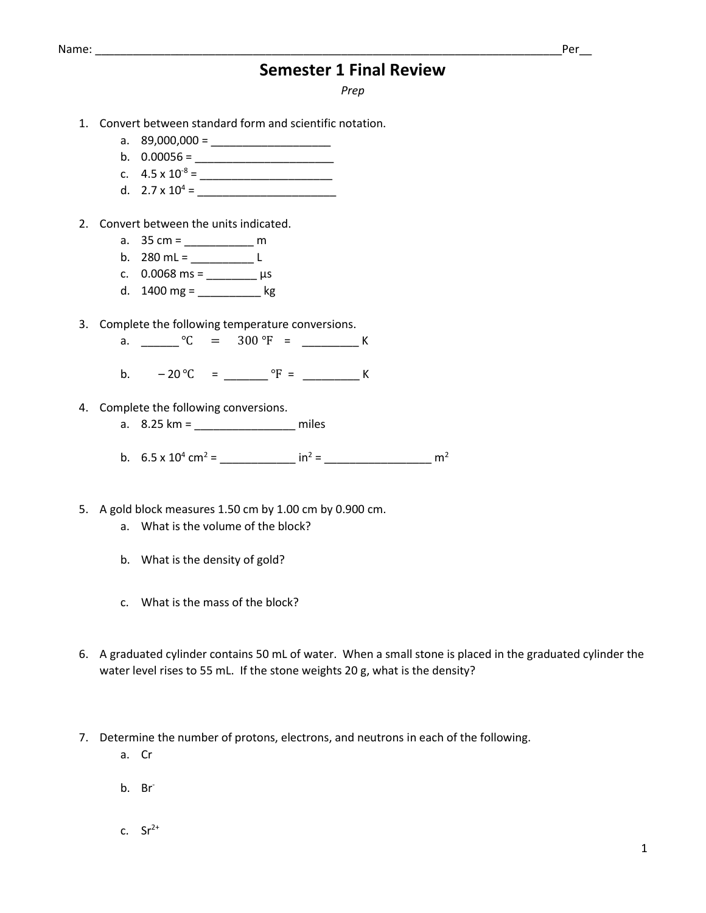Name: ___________________________________________________________________________Per__

# Semester 1 Final Review

*Prep*

1. Convert between standard form and scientific notation.
   a. 89,000,000 = ___________________
   b. 0.00056 = ______________________
   c. $4.5 \times 10^{-8}$ = _____________________
   d. $2.7 \times 10^{4}$ = ______________________

2. Convert between the units indicated.
   a. 35 cm = ___________ m
   b. 280 mL = __________ L
   c. 0.0068 ms = ________ μs
   d. 1400 mg = __________ kg

3. Complete the following temperature conversions.
   a. ______ ℃ = 300 ℉ = _________ K
   b. – 20 ℃ = _______ ℉ = _________ K

4. Complete the following conversions.
   a. 8.25 km = ________________ miles
   b. $6.5 \times 10^{4}$ $cm^2$ = ____________ $in^2$ = _________________ $m^2$

5. A gold block measures 1.50 cm by 1.00 cm by 0.900 cm.
   a. What is the volume of the block?
   b. What is the density of gold?
   c. What is the mass of the block?

6. A graduated cylinder contains 50 mL of water. When a small stone is placed in the graduated cylinder the water level rises to 55 mL. If the stone weights 20 g, what is the density?

7. Determine the number of protons, electrons, and neutrons in each of the following.
   a. Cr
   b. $Br^{-}$
   c. $Sr^{2+}$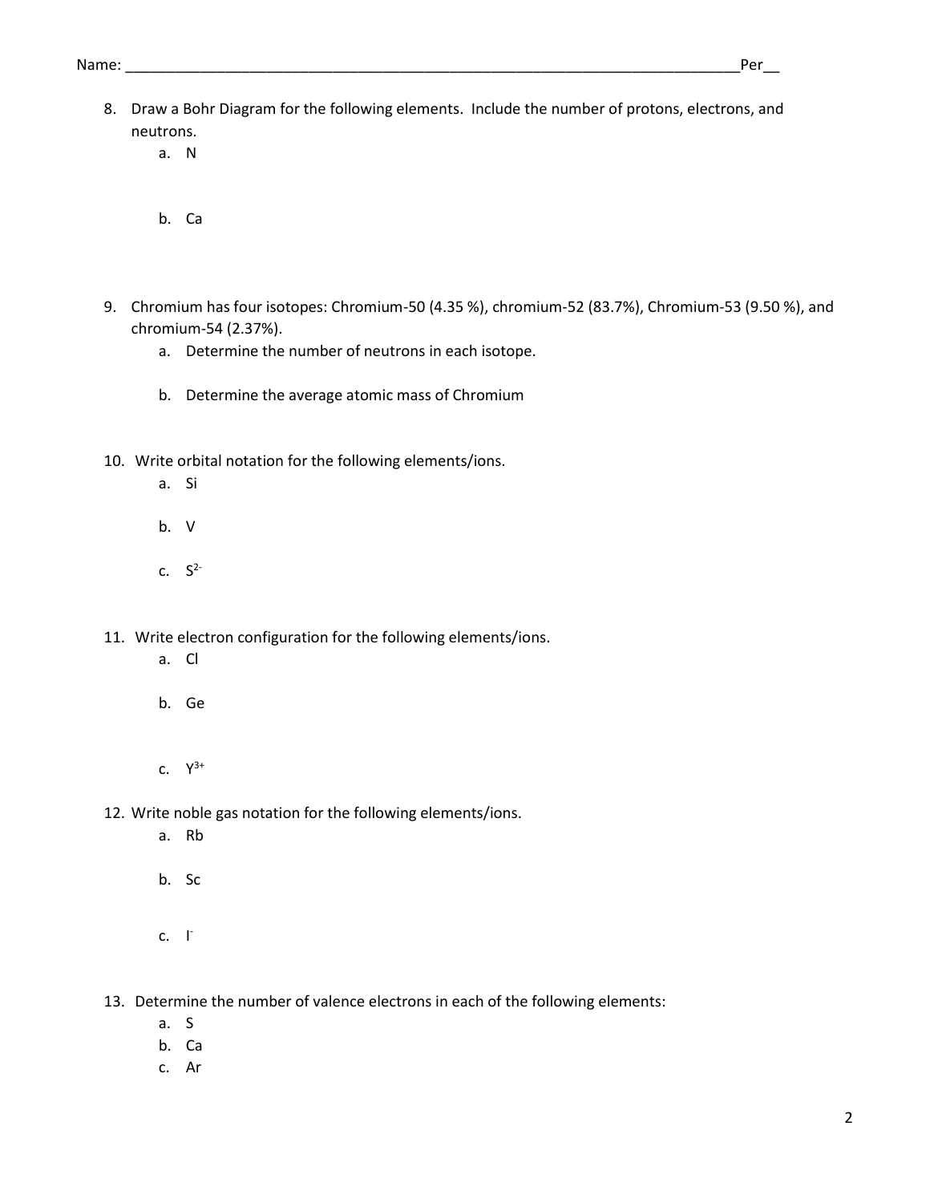Name: ______________________________________________________________________________Per__

8. Draw a Bohr Diagram for the following elements. Include the number of protons, electrons, and neutrons.
   a. N
   b. Ca

9. Chromium has four isotopes: Chromium-50 (4.35 %), chromium-52 (83.7%), Chromium-53 (9.50 %), and chromium-54 (2.37%).
   a. Determine the number of neutrons in each isotope.
   b. Determine the average atomic mass of Chromium

10. Write orbital notation for the following elements/ions.
    a. Si
    b. V
    c. $S^{2-}$

11. Write electron configuration for the following elements/ions.
    a. Cl
    b. Ge
    c. $Y^{3+}$

12. Write noble gas notation for the following elements/ions.
    a. Rb
    b. Sc
    c. $I^{-}$

13. Determine the number of valence electrons in each of the following elements:
    a. S
    b. Ca
    c. Ar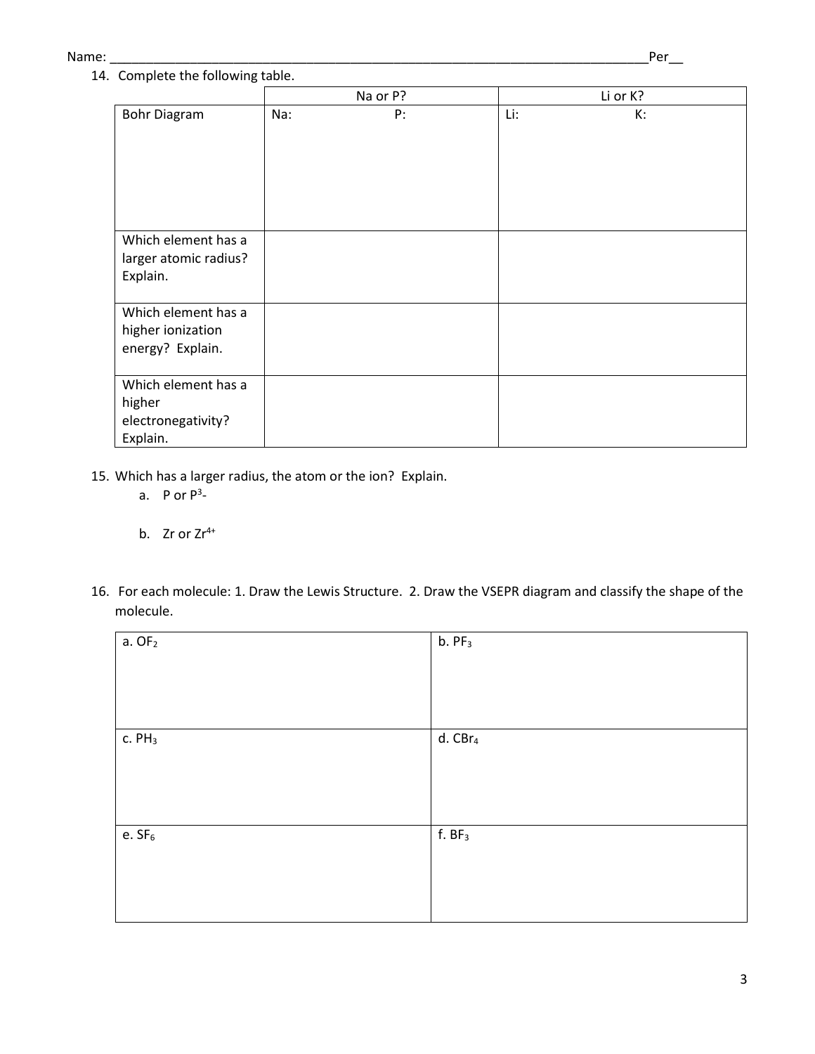Name: ___________________________________________________________________________Per__

14. Complete the following table.

| | Na or P? | Li or K? |
|---|---|---|
| Bohr Diagram | Na: P: | Li: K: |
| Which element has a larger atomic radius? Explain. | | |
| Which element has a higher ionization energy? Explain. | | |
| Which element has a higher electronegativity? Explain. | | |

15. Which has a larger radius, the atom or the ion? Explain.
    a. P or $P^{3-}$
    
    b. Zr or $Zr^{4+}$

16. For each molecule: 1. Draw the Lewis Structure. 2. Draw the VSEPR diagram and classify the shape of the molecule.

| | |
|---|---|
| a. $OF_2$ | b. $PF_3$ |
| c. $PH_3$ | d. $CBr_4$ |
| e. $SF_6$ | f. $BF_3$ |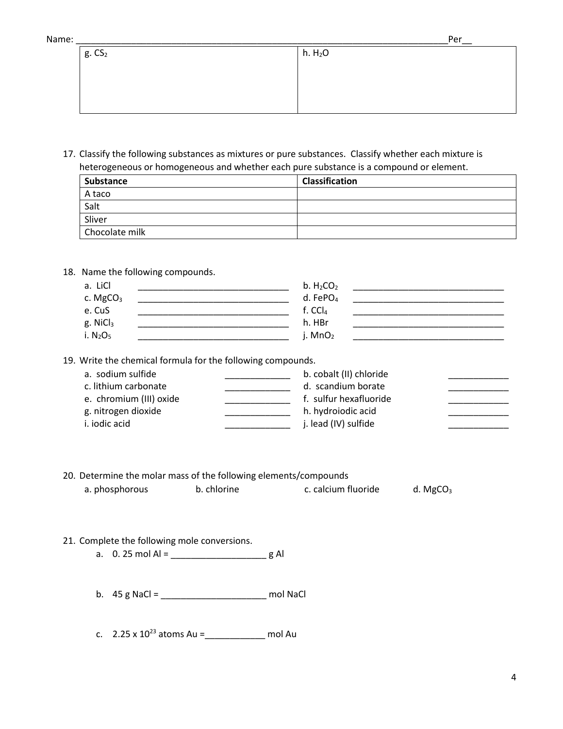Name: ______________________________________________________________________________Per__

| g. $CS_2$ | h. $H_2O$ |
|---|---|
| | |

17. Classify the following substances as mixtures or pure substances. Classify whether each mixture is heterogeneous or homogeneous and whether each pure substance is a compound or element.

| Substance | Classification |
|---|---|
| A taco | |
| Salt | |
| Sliver | |
| Chocolate milk | |

18. Name the following compounds.

| | | | |
|---|---|---|---|
| a. $LiCl$ | ______________________________ | b. $H_2CO_2$ | ______________________________ |
| c. $MgCO_3$ | ______________________________ | d. $FePO_4$ | ______________________________ |
| e. $CuS$ | ______________________________ | f. $CCl_4$ | ______________________________ |
| g. $NiCl_3$ | ______________________________ | h. $HBr$ | ______________________________ |
| i. $N_2O_5$ | ______________________________ | j. $MnO_2$ | ______________________________ |

19. Write the chemical formula for the following compounds.

| | | | |
|---|---|---|---|
| a. sodium sulfide | ____________ | b. cobalt (II) chloride | ____________ |
| c. lithium carbonate | ____________ | d. scandium borate | ____________ |
| e. chromium (III) oxide | ____________ | f. sulfur hexafluoride | ____________ |
| g. nitrogen dioxide | ____________ | h. hydroiodic acid | ____________ |
| i. iodic acid | ____________ | j. lead (IV) sulfide | ____________ |

20. Determine the molar mass of the following elements/compounds

a. phosphorous     b. chlorine     c. calcium fluoride     d. $MgCO_3$

21. Complete the following mole conversions.

a. 0. 25 mol Al = __________________ g Al

b. 45 g NaCl = ____________________ mol NaCl

c. $2.25 \times 10^{23}$ atoms Au =___________ mol Au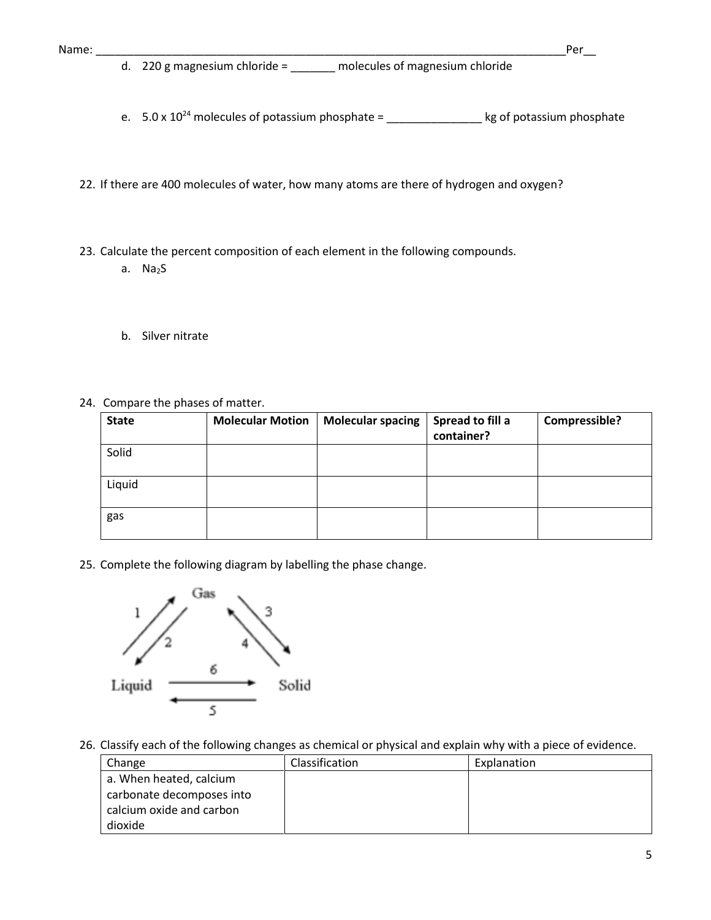Name: _______________________________________________________________________________Per__

d. 220 g magnesium chloride = _______ molecules of magnesium chloride

e. 5.0 x $10^{24}$ molecules of potassium phosphate = _______________ kg of potassium phosphate

22. If there are 400 molecules of water, how many atoms are there of hydrogen and oxygen?

23. Calculate the percent composition of each element in the following compounds.
    a. $Na_2S$

    b. Silver nitrate

24. Compare the phases of matter.

| State | Molecular Motion | Molecular spacing | Spread to fill a container? | Compressible? |
|---|---|---|---|---|
| Solid | | | | |
| Liquid | | | | |
| gas | | | | |

25. Complete the following diagram by labelling the phase change.

Gas

1 &nbsp;&nbsp; 2 &nbsp;&nbsp; 3 &nbsp;&nbsp; 4

Liquid &nbsp;&nbsp; 6 → &nbsp;&nbsp; ← 5 &nbsp;&nbsp; Solid

26. Classify each of the following changes as chemical or physical and explain why with a piece of evidence.

| Change | Classification | Explanation |
|---|---|---|
| a. When heated, calcium carbonate decomposes into calcium oxide and carbon dioxide | | |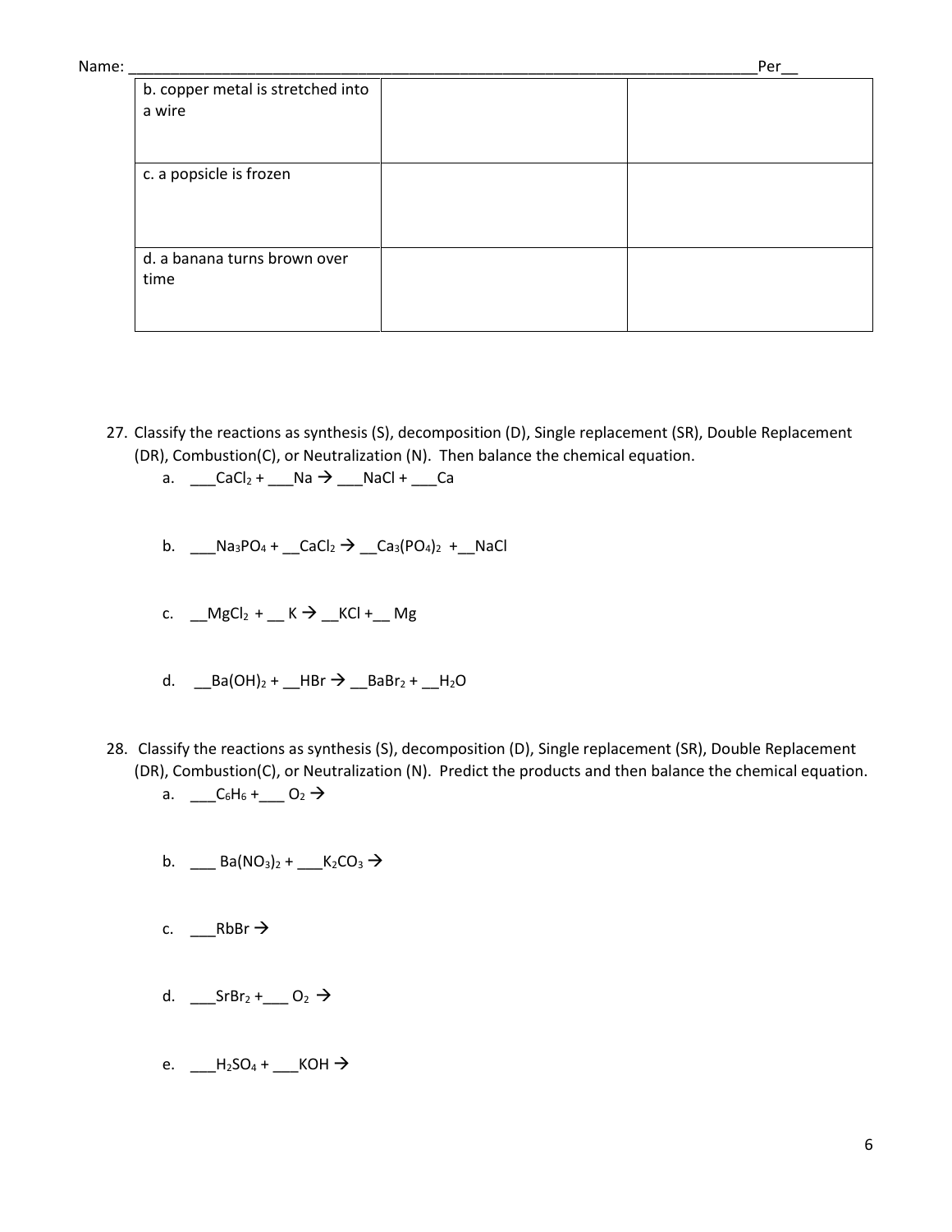Name: ______________________________________________________________________________Per__

| | | |
|---|---|---|
| b. copper metal is stretched into a wire | | |
| c. a popsicle is frozen | | |
| d. a banana turns brown over time | | |

27. Classify the reactions as synthesis (S), decomposition (D), Single replacement (SR), Double Replacement (DR), Combustion(C), or Neutralization (N). Then balance the chemical equation.

    a. ___$CaCl_2$ + ___Na → ___NaCl + ___Ca

    b. ___$Na_3PO_4$ + __$CaCl_2$ → __$Ca_3(PO_4)_2$ + __NaCl

    c. __$MgCl_2$ + __ K → __KCl + __ Mg

    d. __$Ba(OH)_2$ + __HBr → __$BaBr_2$ + __$H_2O$

28. Classify the reactions as synthesis (S), decomposition (D), Single replacement (SR), Double Replacement (DR), Combustion(C), or Neutralization (N). Predict the products and then balance the chemical equation.

    a. ___$C_6H_6$ + ___ $O_2$ →

    b. ___ $Ba(NO_3)_2$ + ___$K_2CO_3$ →

    c. ___RbBr →

    d. ___$SrBr_2$ + ___ $O_2$ →

    e. ___$H_2SO_4$ + ___KOH →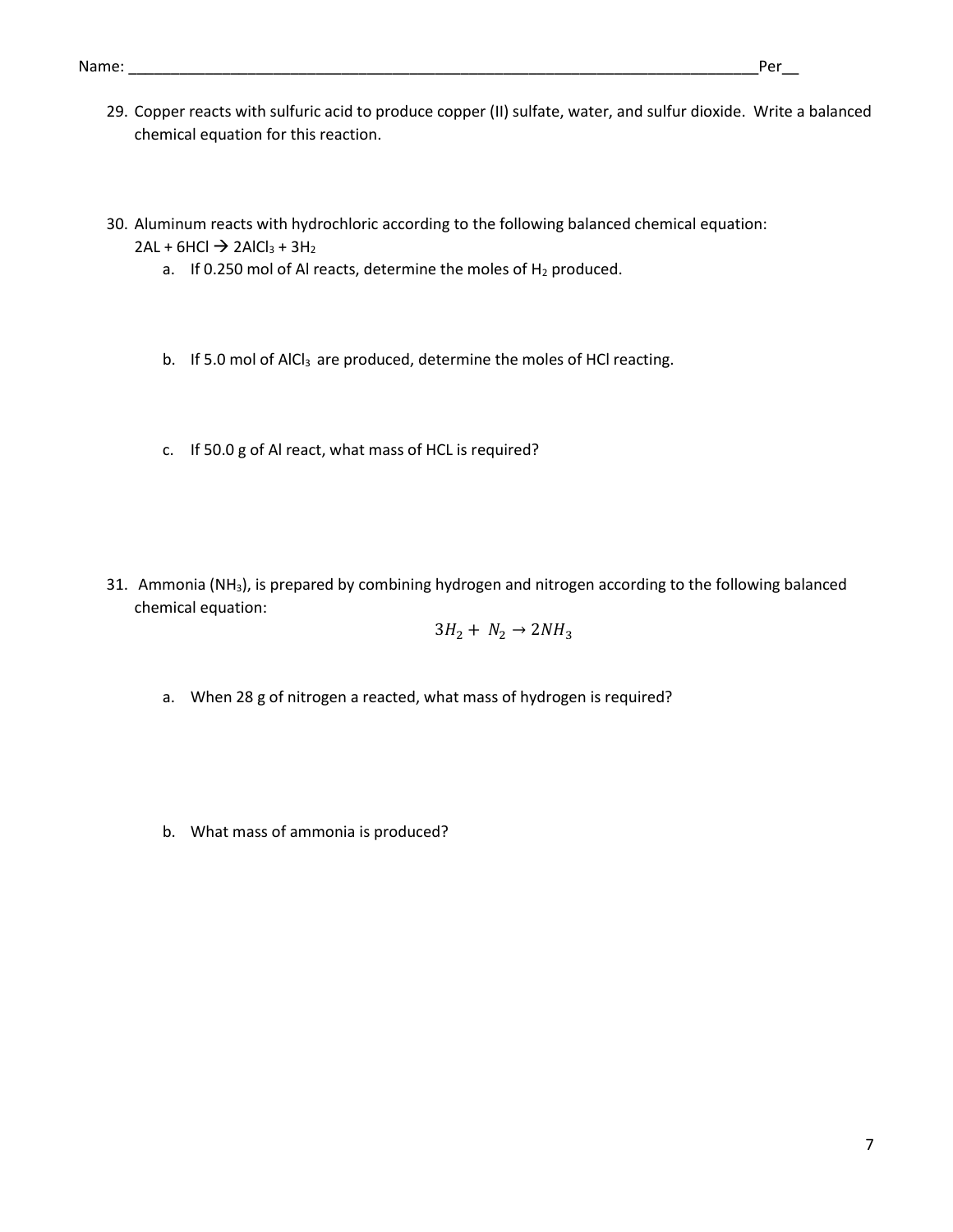Name: ________________________________________________________________________________Per__

29. Copper reacts with sulfuric acid to produce copper (II) sulfate, water, and sulfur dioxide. Write a balanced chemical equation for this reaction.

30. Aluminum reacts with hydrochloric according to the following balanced chemical equation:
    $2AL + 6HCl \rightarrow 2AlCl_3 + 3H_2$
    a. If 0.250 mol of Al reacts, determine the moles of $H_2$ produced.

    b. If 5.0 mol of $AlCl_3$ are produced, determine the moles of HCl reacting.

    c. If 50.0 g of Al react, what mass of HCL is required?

31. Ammonia ($NH_3$), is prepared by combining hydrogen and nitrogen according to the following balanced chemical equation:

$$3H_2 + N_2 \rightarrow 2NH_3$$

    a. When 28 g of nitrogen a reacted, what mass of hydrogen is required?

    b. What mass of ammonia is produced?